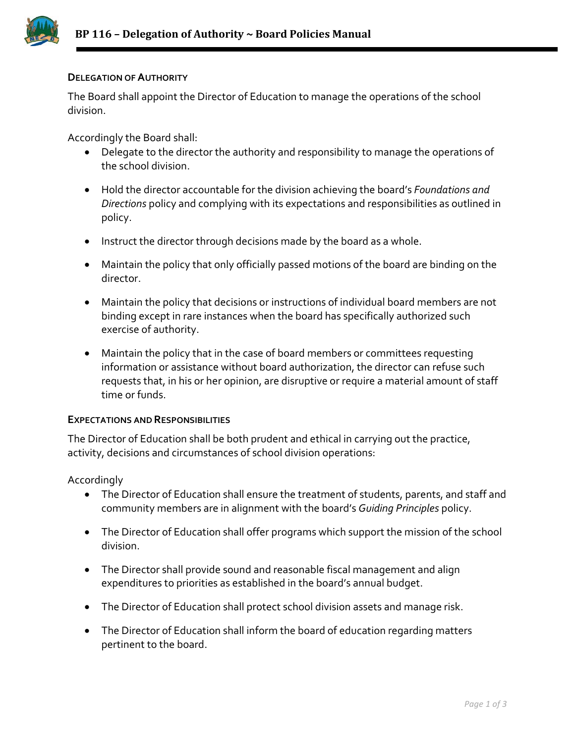# BP 116 – Delegation of Authority ~ Board Policies Manual

## Delegation of Authority

The Board shall appoint the Director of Education to manage the operations of the school division.

Accordingly the Board shall:

- Delegate to the director the authority and responsibility to manage the operations of the school division.
- Hold the director accountable for the division achieving the board's *Foundations and Directions* policy and complying with its expectations and responsibilities as outlined in policy.
- Instruct the director through decisions made by the board as a whole.
- Maintain the policy that only officially passed motions of the board are binding on the director.
- Maintain the policy that decisions or instructions of individual board members are not binding except in rare instances when the board has specifically authorized such exercise of authority.
- Maintain the policy that in the case of board members or committees requesting information or assistance without board authorization, the director can refuse such requests that, in his or her opinion, are disruptive or require a material amount of staff time or funds.

## Expectations and Responsibilities

The Director of Education shall be both prudent and ethical in carrying out the practice, activity, decisions and circumstances of school division operations:

Accordingly

- The Director of Education shall ensure the treatment of students, parents, and staff and community members are in alignment with the board's *Guiding Principles* policy.
- The Director of Education shall offer programs which support the mission of the school division.
- The Director shall provide sound and reasonable fiscal management and align expenditures to priorities as established in the board's annual budget.
- The Director of Education shall protect school division assets and manage risk.
- The Director of Education shall inform the board of education regarding matters pertinent to the board.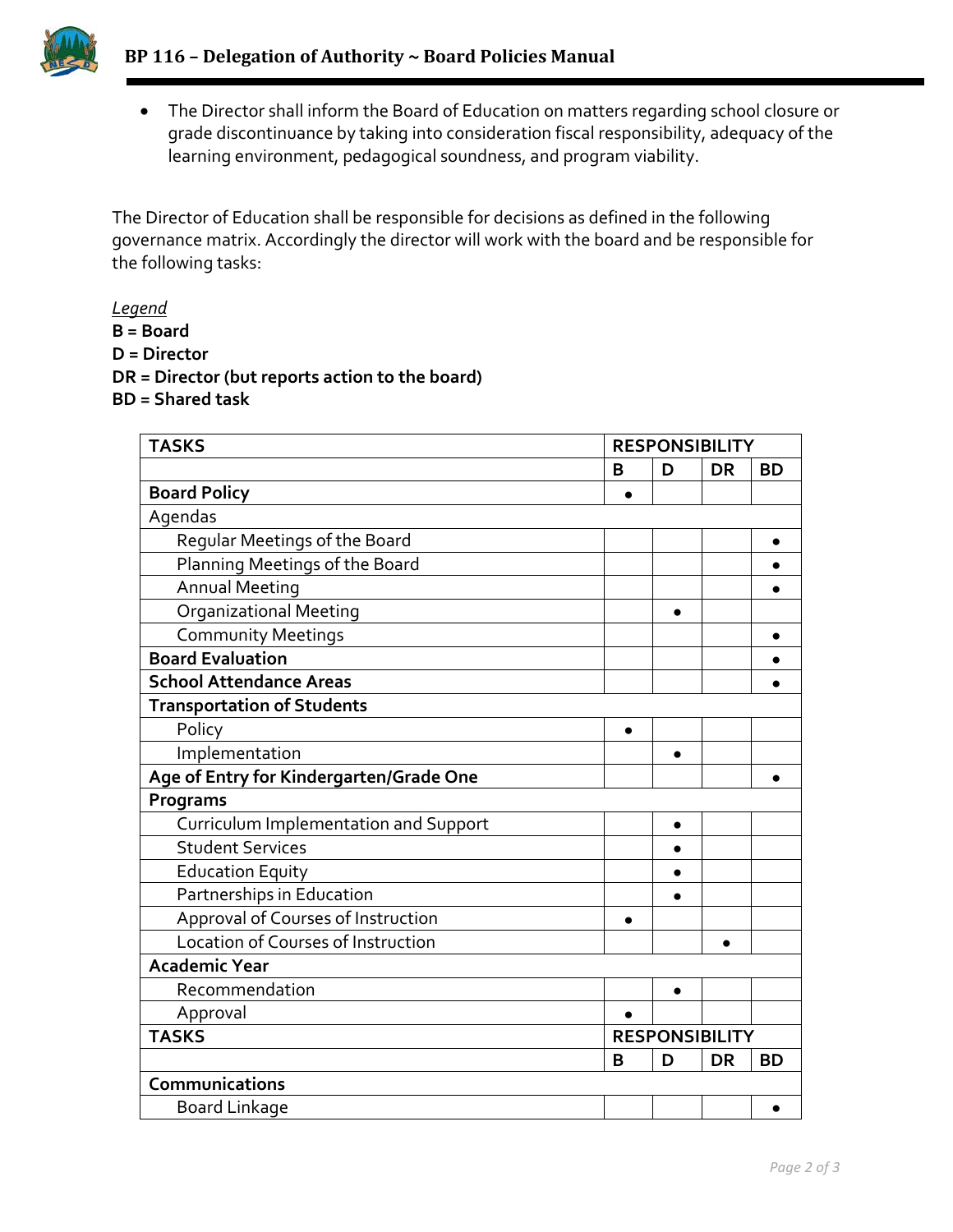- The Director shall inform the Board of Education on matters regarding school closure or grade discontinuance by taking into consideration fiscal responsibility, adequacy of the learning environment, pedagogical soundness, and program viability.

The Director of Education shall be responsible for decisions as defined in the following governance matrix. Accordingly the director will work with the board and be responsible for the following tasks:

*Legend*

**B = Board**
**D = Director**
**DR = Director (but reports action to the board)**
**BD = Shared task**

| TASKS | RESPONSIBILITY | | | |
|---|---|---|---|---|
| | **B** | **D** | **DR** | **BD** |
| **Board Policy** | • | | | |
| Agendas | | | | |
| Regular Meetings of the Board | | | | • |
| Planning Meetings of the Board | | | | • |
| Annual Meeting | | | | • |
| Organizational Meeting | | • | | |
| Community Meetings | | | | • |
| **Board Evaluation** | | | | • |
| **School Attendance Areas** | | | | • |
| **Transportation of Students** | | | | |
| Policy | • | | | |
| Implementation | | • | | |
| **Age of Entry for Kindergarten/Grade One** | | | | • |
| **Programs** | | | | |
| Curriculum Implementation and Support | | • | | |
| Student Services | | • | | |
| Education Equity | | • | | |
| Partnerships in Education | | • | | |
| Approval of Courses of Instruction | • | | | |
| Location of Courses of Instruction | | | • | |
| **Academic Year** | | | | |
| Recommendation | | • | | |
| Approval | • | | | |
| **TASKS** | **RESPONSIBILITY** | | | |
| | **B** | **D** | **DR** | **BD** |
| **Communications** | | | | |
| Board Linkage | | | | • |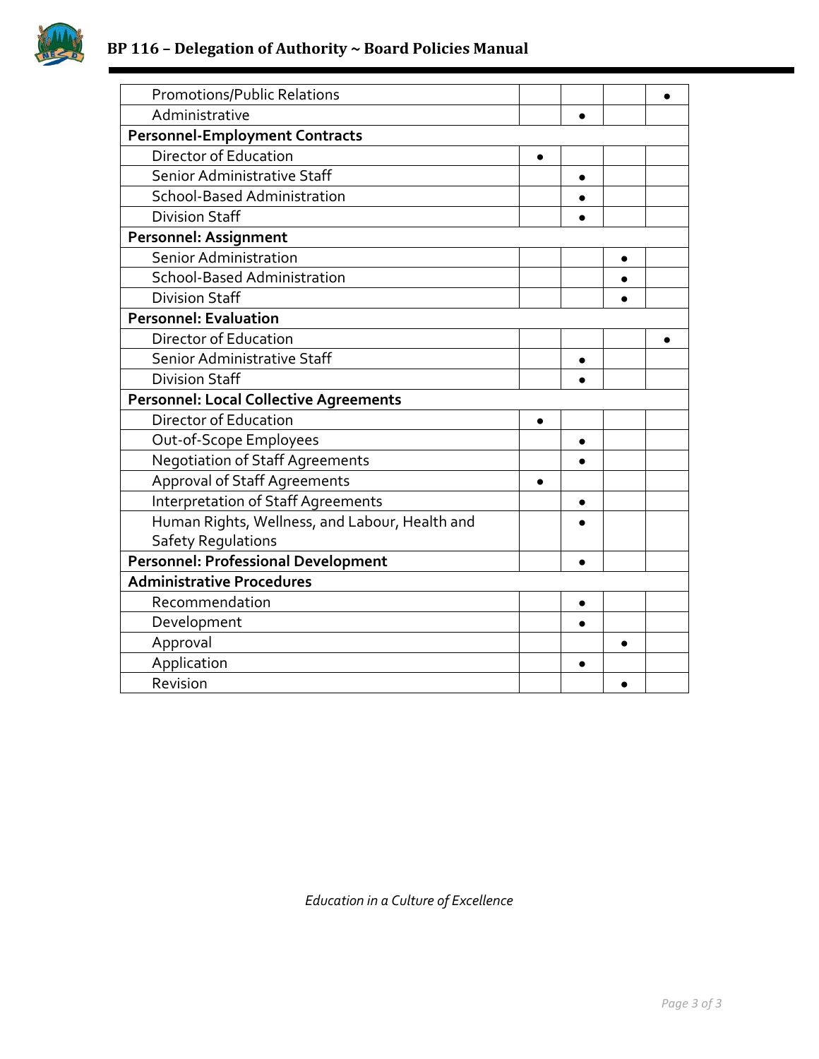| | | | | |
|---|---|---|---|---|
| Promotions/Public Relations | | | | • |
| Administrative | | • | | |
| **Personnel-Employment Contracts** | | | | |
| Director of Education | • | | | |
| Senior Administrative Staff | | • | | |
| School-Based Administration | | • | | |
| Division Staff | | • | | |
| **Personnel: Assignment** | | | | |
| Senior Administration | | | • | |
| School-Based Administration | | | • | |
| Division Staff | | | • | |
| **Personnel: Evaluation** | | | | |
| Director of Education | | | | • |
| Senior Administrative Staff | | • | | |
| Division Staff | | • | | |
| **Personnel: Local Collective Agreements** | | | | |
| Director of Education | • | | | |
| Out-of-Scope Employees | | • | | |
| Negotiation of Staff Agreements | | • | | |
| Approval of Staff Agreements | • | | | |
| Interpretation of Staff Agreements | | • | | |
| Human Rights, Wellness, and Labour, Health and Safety Regulations | | • | | |
| **Personnel: Professional Development** | | • | | |
| **Administrative Procedures** | | | | |
| Recommendation | | • | | |
| Development | | • | | |
| Approval | | | • | |
| Application | | • | | |
| Revision | | | • | |

*Education in a Culture of Excellence*